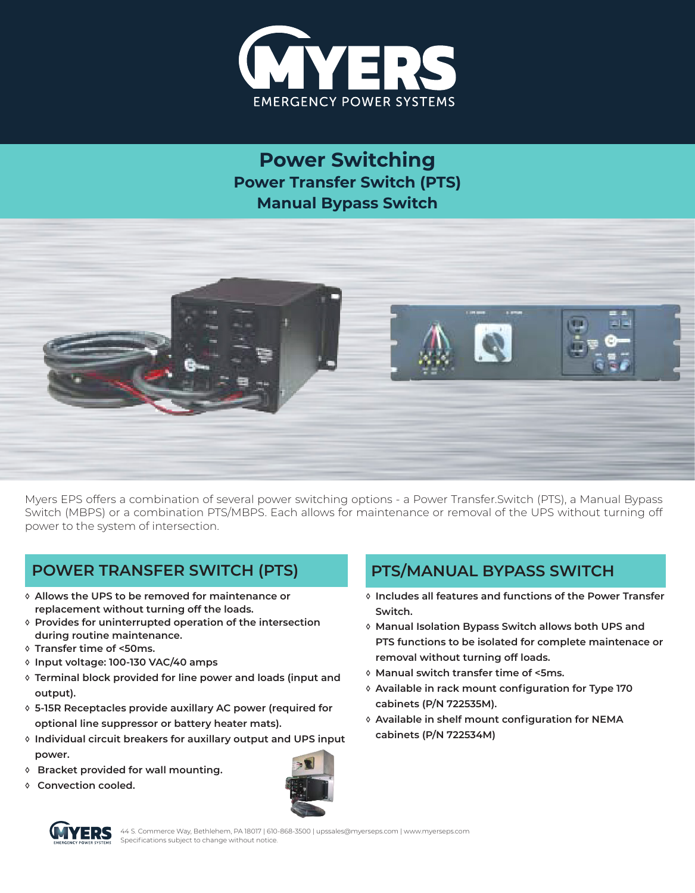# MYERS
EMERGENCY POWER SYSTEMS

## Power Switching

### Power Transfer Switch (PTS)

### Manual Bypass Switch

Myers EPS offers a combination of several power switching options - a Power Transfer.Switch (PTS), a Manual Bypass Switch (MBPS) or a combination PTS/MBPS. Each allows for maintenance or removal of the UPS without turning off power to the system of intersection.

## POWER TRANSFER SWITCH (PTS)

- **Allows the UPS to be removed for maintenance or replacement without turning off the loads.**
- **Provides for uninterrupted operation of the intersection during routine maintenance.**
- **Transfer time of <50ms.**
- **Input voltage: 100-130 VAC/40 amps**
- **Terminal block provided for line power and loads (input and output).**
- **5-15R Receptacles provide auxillary AC power (required for optional line suppressor or battery heater mats).**
- **Individual circuit breakers for auxillary output and UPS input power.**
- **Bracket provided for wall mounting.**
- **Convection cooled.**

## PTS/MANUAL BYPASS SWITCH

- **Includes all features and functions of the Power Transfer Switch.**
- **Manual Isolation Bypass Switch allows both UPS and PTS functions to be isolated for complete maintenace or removal without turning off loads.**
- **Manual switch transfer time of <5ms.**
- **Available in rack mount configuration for Type 170 cabinets (P/N 722535M).**
- **Available in shelf mount configuration for NEMA cabinets (P/N 722534M)**

44 S. Commerce Way, Bethlehem, PA 18017 | 610-868-3500 | upssales@myerseps.com | www.myerseps.com
Specifications subject to change without notice.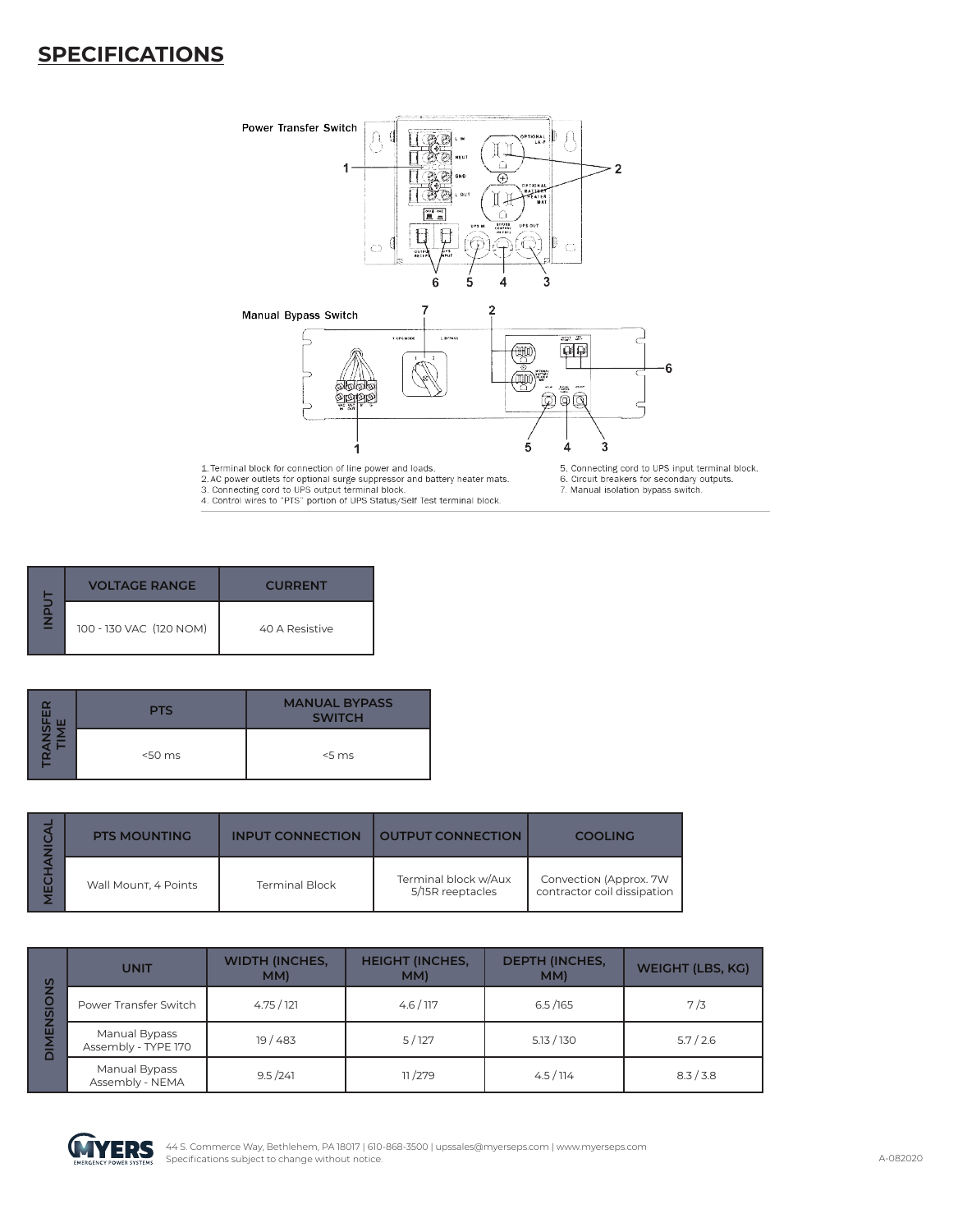## SPECIFICATIONS

Power Transfer Switch

Manual Bypass Switch

1. Terminal block for connection of line power and loads.
2. AC power outlets for optional surge suppressor and battery heater mats.
3. Connecting cord to UPS output terminal block.
4. Control wires to "PTS" portion of UPS Status/Self Test terminal block.
5. Connecting cord to UPS input terminal block.
6. Circuit breakers for secondary outputs.
7. Manual isolation bypass switch.

| INPUT | VOLTAGE RANGE | CURRENT |
|---|---|---|
| | 100 - 130 VAC (120 NOM) | 40 A Resistive |

| TRANSFER TIME | PTS | MANUAL BYPASS SWITCH |
|---|---|---|
| | <50 ms | <5 ms |

| MECHANICAL | PTS MOUNTING | INPUT CONNECTION | OUTPUT CONNECTION | COOLING |
|---|---|---|---|---|
| | Wall Mount, 4 Points | Terminal Block | Terminal block w/Aux 5/15R reeptacles | Convection (Approx. 7W contractor coil dissipation |

| DIMENSIONS | UNIT | WIDTH (INCHES, MM) | HEIGHT (INCHES, MM) | DEPTH (INCHES, MM) | WEIGHT (LBS, KG) |
|---|---|---|---|---|---|
| | Power Transfer Switch | 4.75 / 121 | 4.6 / 117 | 6.5 /165 | 7 /3 |
| | Manual Bypass Assembly - TYPE 170 | 19 / 483 | 5 / 127 | 5.13 / 130 | 5.7 / 2.6 |
| | Manual Bypass Assembly - NEMA | 9.5 /241 | 11 /279 | 4.5 / 114 | 8.3 / 3.8 |

MYERS EMERGENCY POWER SYSTEMS

44 S. Commerce Way, Bethlehem, PA 18017 | 610-868-3500 | upssales@myerseps.com | www.myerseps.com
Specifications subject to change without notice.

A-082020